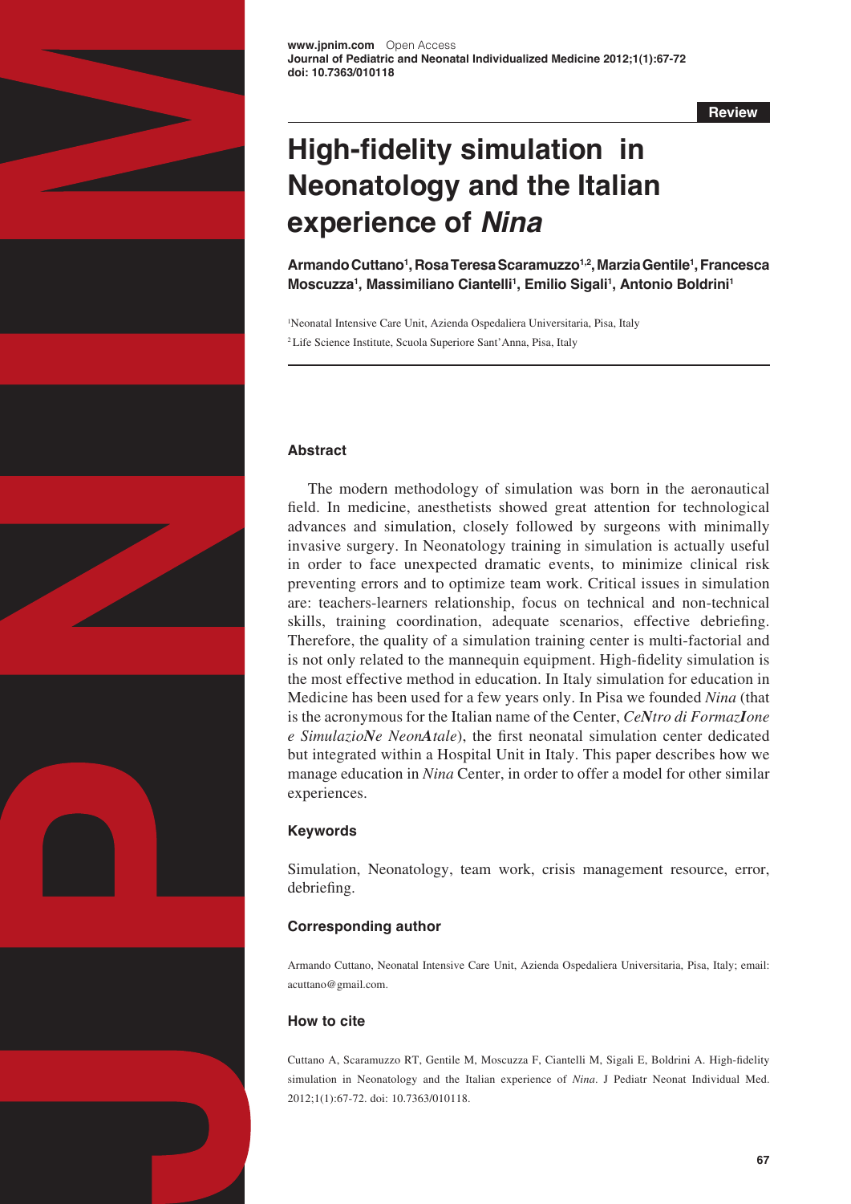Review

# High-fidelity simulation in Neonatology and the Italian experience of *Nina*

**Armando Cuttano[1], Rosa Teresa Scaramuzzo[1,2], Marzia Gentile[1], Francesca Moscuzza[1], Massimiliano Ciantelli[1], Emilio Sigali[1], Antonio Boldrini[1]**

[1]Neonatal Intensive Care Unit, Azienda Ospedaliera Universitaria, Pisa, Italy

[2]Life Science Institute, Scuola Superiore Sant'Anna, Pisa, Italy

## Abstract

The modern methodology of simulation was born in the aeronautical field. In medicine, anesthetists showed great attention for technological advances and simulation, closely followed by surgeons with minimally invasive surgery. In Neonatology training in simulation is actually useful in order to face unexpected dramatic events, to minimize clinical risk preventing errors and to optimize team work. Critical issues in simulation are: teachers-learners relationship, focus on technical and non-technical skills, training coordination, adequate scenarios, effective debriefing. Therefore, the quality of a simulation training center is multi-factorial and is not only related to the mannequin equipment. High-fidelity simulation is the most effective method in education. In Italy simulation for education in Medicine has been used for a few years only. In Pisa we founded *Nina* (that is the acronymous for the Italian name of the Center, *Ce**N**tro di Formaz**I**one e SimulazioNe Neon**A**tale*), the first neonatal simulation center dedicated but integrated within a Hospital Unit in Italy. This paper describes how we manage education in *Nina* Center, in order to offer a model for other similar experiences.

## Keywords

Simulation, Neonatology, team work, crisis management resource, error, debriefing.

## Corresponding author

Armando Cuttano, Neonatal Intensive Care Unit, Azienda Ospedaliera Universitaria, Pisa, Italy; email: acuttano@gmail.com.

## How to cite

Cuttano A, Scaramuzzo RT, Gentile M, Moscuzza F, Ciantelli M, Sigali E, Boldrini A. High-fidelity simulation in Neonatology and the Italian experience of *Nina*. J Pediatr Neonat Individual Med. 2012;1(1):67-72. doi: 10.7363/010118.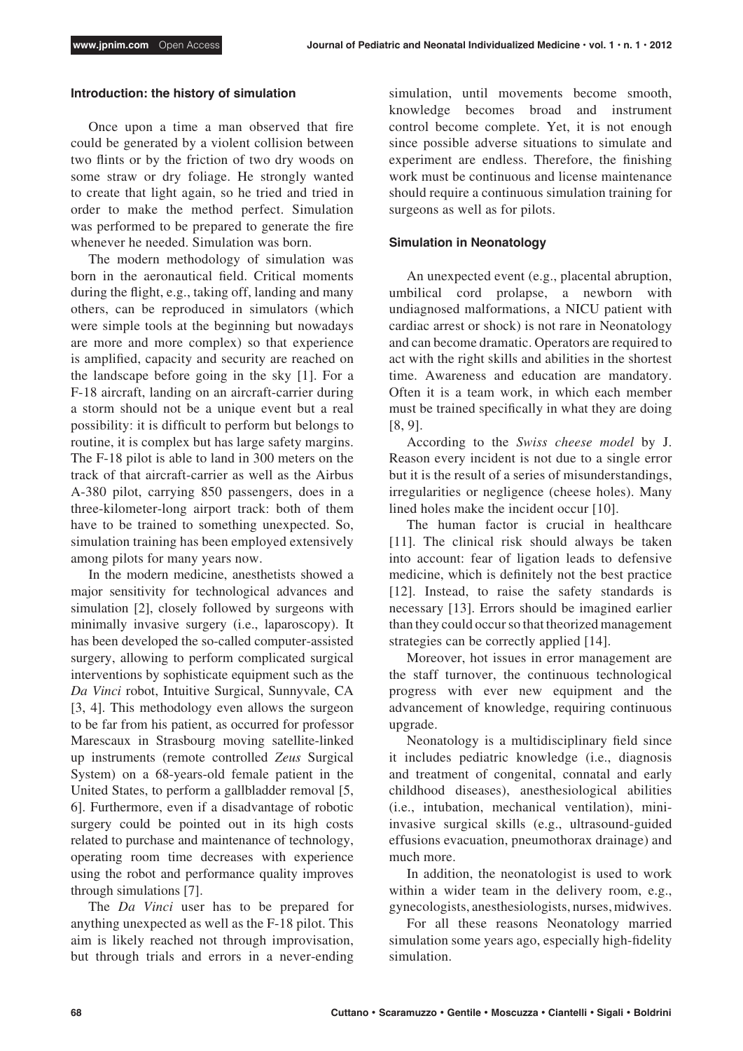## Introduction: the history of simulation

Once upon a time a man observed that fire could be generated by a violent collision between two flints or by the friction of two dry woods on some straw or dry foliage. He strongly wanted to create that light again, so he tried and tried in order to make the method perfect. Simulation was performed to be prepared to generate the fire whenever he needed. Simulation was born.

The modern methodology of simulation was born in the aeronautical field. Critical moments during the flight, e.g., taking off, landing and many others, can be reproduced in simulators (which were simple tools at the beginning but nowadays are more and more complex) so that experience is amplified, capacity and security are reached on the landscape before going in the sky [1]. For a F-18 aircraft, landing on an aircraft-carrier during a storm should not be a unique event but a real possibility: it is difficult to perform but belongs to routine, it is complex but has large safety margins. The F-18 pilot is able to land in 300 meters on the track of that aircraft-carrier as well as the Airbus A-380 pilot, carrying 850 passengers, does in a three-kilometer-long airport track: both of them have to be trained to something unexpected. So, simulation training has been employed extensively among pilots for many years now.

In the modern medicine, anesthetists showed a major sensitivity for technological advances and simulation [2], closely followed by surgeons with minimally invasive surgery (i.e., laparoscopy). It has been developed the so-called computer-assisted surgery, allowing to perform complicated surgical interventions by sophisticate equipment such as the *Da Vinci* robot, Intuitive Surgical, Sunnyvale, CA [3, 4]. This methodology even allows the surgeon to be far from his patient, as occurred for professor Marescaux in Strasbourg moving satellite-linked up instruments (remote controlled *Zeus* Surgical System) on a 68-years-old female patient in the United States, to perform a gallbladder removal [5, 6]. Furthermore, even if a disadvantage of robotic surgery could be pointed out in its high costs related to purchase and maintenance of technology, operating room time decreases with experience using the robot and performance quality improves through simulations [7].

The *Da Vinci* user has to be prepared for anything unexpected as well as the F-18 pilot. This aim is likely reached not through improvisation, but through trials and errors in a never-ending simulation, until movements become smooth, knowledge becomes broad and instrument control become complete. Yet, it is not enough since possible adverse situations to simulate and experiment are endless. Therefore, the finishing work must be continuous and license maintenance should require a continuous simulation training for surgeons as well as for pilots.

## Simulation in Neonatology

An unexpected event (e.g., placental abruption, umbilical cord prolapse, a newborn with undiagnosed malformations, a NICU patient with cardiac arrest or shock) is not rare in Neonatology and can become dramatic. Operators are required to act with the right skills and abilities in the shortest time. Awareness and education are mandatory. Often it is a team work, in which each member must be trained specifically in what they are doing [8, 9].

According to the *Swiss cheese model* by J. Reason every incident is not due to a single error but it is the result of a series of misunderstandings, irregularities or negligence (cheese holes). Many lined holes make the incident occur [10].

The human factor is crucial in healthcare [11]. The clinical risk should always be taken into account: fear of ligation leads to defensive medicine, which is definitely not the best practice [12]. Instead, to raise the safety standards is necessary [13]. Errors should be imagined earlier than they could occur so that theorized management strategies can be correctly applied [14].

Moreover, hot issues in error management are the staff turnover, the continuous technological progress with ever new equipment and the advancement of knowledge, requiring continuous upgrade.

Neonatology is a multidisciplinary field since it includes pediatric knowledge (i.e., diagnosis and treatment of congenital, connatal and early childhood diseases), anesthesiological abilities (i.e., intubation, mechanical ventilation), mini-invasive surgical skills (e.g., ultrasound-guided effusions evacuation, pneumothorax drainage) and much more.

In addition, the neonatologist is used to work within a wider team in the delivery room, e.g., gynecologists, anesthesiologists, nurses, midwives.

For all these reasons Neonatology married simulation some years ago, especially high-fidelity simulation.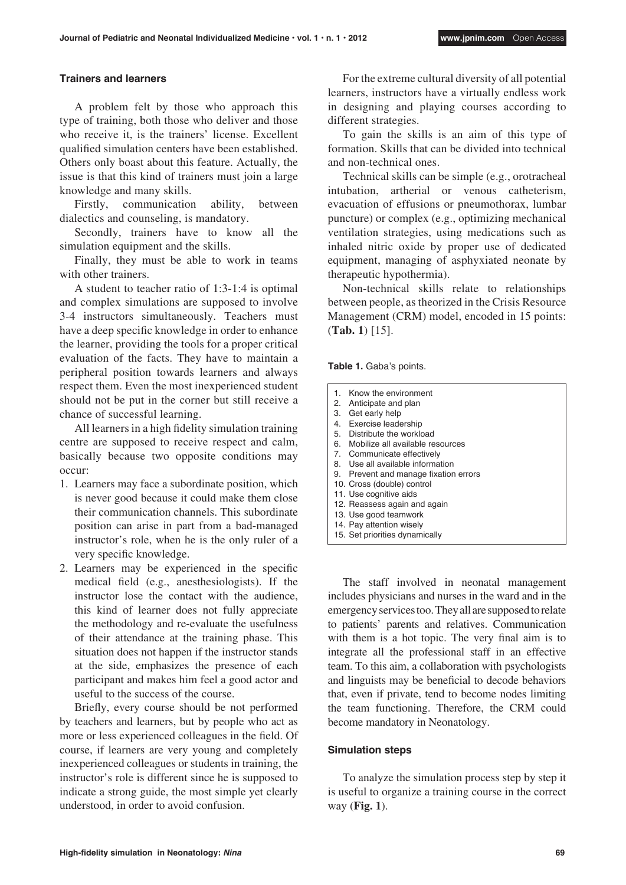### Trainers and learners

A problem felt by those who approach this type of training, both those who deliver and those who receive it, is the trainers' license. Excellent qualified simulation centers have been established. Others only boast about this feature. Actually, the issue is that this kind of trainers must join a large knowledge and many skills.

Firstly, communication ability, between dialectics and counseling, is mandatory.

Secondly, trainers have to know all the simulation equipment and the skills.

Finally, they must be able to work in teams with other trainers.

A student to teacher ratio of 1:3-1:4 is optimal and complex simulations are supposed to involve 3-4 instructors simultaneously. Teachers must have a deep specific knowledge in order to enhance the learner, providing the tools for a proper critical evaluation of the facts. They have to maintain a peripheral position towards learners and always respect them. Even the most inexperienced student should not be put in the corner but still receive a chance of successful learning.

All learners in a high fidelity simulation training centre are supposed to receive respect and calm, basically because two opposite conditions may occur:

1. Learners may face a subordinate position, which is never good because it could make them close their communication channels. This subordinate position can arise in part from a bad-managed instructor's role, when he is the only ruler of a very specific knowledge.
2. Learners may be experienced in the specific medical field (e.g., anesthesiologists). If the instructor lose the contact with the audience, this kind of learner does not fully appreciate the methodology and re-evaluate the usefulness of their attendance at the training phase. This situation does not happen if the instructor stands at the side, emphasizes the presence of each participant and makes him feel a good actor and useful to the success of the course.

Briefly, every course should be not performed by teachers and learners, but by people who act as more or less experienced colleagues in the field. Of course, if learners are very young and completely inexperienced colleagues or students in training, the instructor's role is different since he is supposed to indicate a strong guide, the most simple yet clearly understood, in order to avoid confusion.

For the extreme cultural diversity of all potential learners, instructors have a virtually endless work in designing and playing courses according to different strategies.

To gain the skills is an aim of this type of formation. Skills that can be divided into technical and non-technical ones.

Technical skills can be simple (e.g., orotracheal intubation, artherial or venous catheterism, evacuation of effusions or pneumothorax, lumbar puncture) or complex (e.g., optimizing mechanical ventilation strategies, using medications such as inhaled nitric oxide by proper use of dedicated equipment, managing of asphyxiated neonate by therapeutic hypothermia).

Non-technical skills relate to relationships between people, as theorized in the Crisis Resource Management (CRM) model, encoded in 15 points: (**Tab. 1**) [15].

**Table 1.** Gaba's points.

1. Know the environment
2. Anticipate and plan
3. Get early help
4. Exercise leadership
5. Distribute the workload
6. Mobilize all available resources
7. Communicate effectively
8. Use all available information
9. Prevent and manage fixation errors
10. Cross (double) control
11. Use cognitive aids
12. Reassess again and again
13. Use good teamwork
14. Pay attention wisely
15. Set priorities dynamically

The staff involved in neonatal management includes physicians and nurses in the ward and in the emergency services too. They all are supposed to relate to patients' parents and relatives. Communication with them is a hot topic. The very final aim is to integrate all the professional staff in an effective team. To this aim, a collaboration with psychologists and linguists may be beneficial to decode behaviors that, even if private, tend to become nodes limiting the team functioning. Therefore, the CRM could become mandatory in Neonatology.

### Simulation steps

To analyze the simulation process step by step it is useful to organize a training course in the correct way (**Fig. 1**).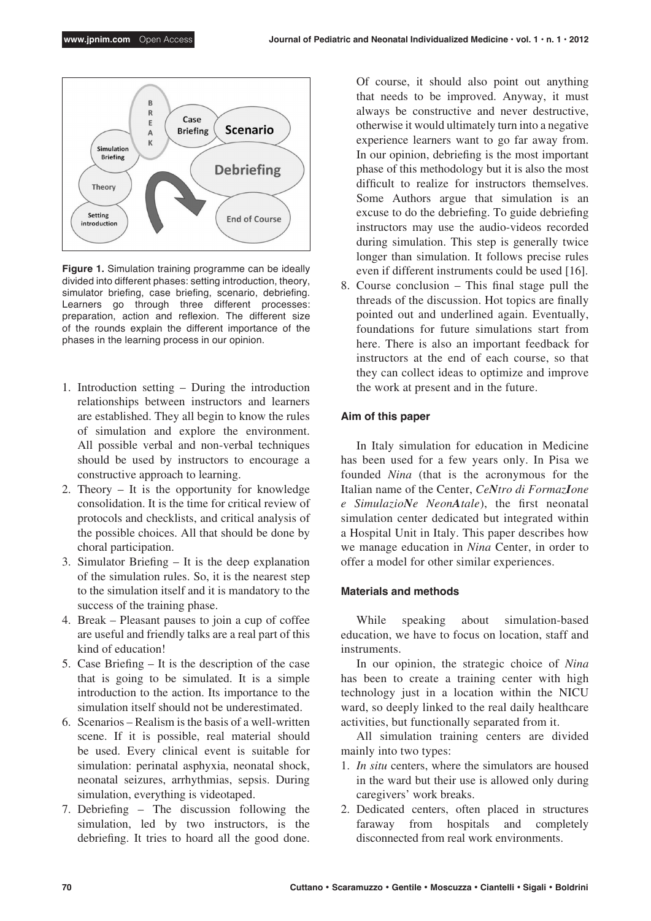**Figure 1.** Simulation training programme can be ideally divided into different phases: setting introduction, theory, simulator briefing, case briefing, scenario, debriefing. Learners go through three different processes: preparation, action and reflexion. The different size of the rounds explain the different importance of the phases in the learning process in our opinion.

1. Introduction setting – During the introduction relationships between instructors and learners are established. They all begin to know the rules of simulation and explore the environment. All possible verbal and non-verbal techniques should be used by instructors to encourage a constructive approach to learning.
2. Theory – It is the opportunity for knowledge consolidation. It is the time for critical review of protocols and checklists, and critical analysis of the possible choices. All that should be done by choral participation.
3. Simulator Briefing – It is the deep explanation of the simulation rules. So, it is the nearest step to the simulation itself and it is mandatory to the success of the training phase.
4. Break – Pleasant pauses to join a cup of coffee are useful and friendly talks are a real part of this kind of education!
5. Case Briefing – It is the description of the case that is going to be simulated. It is a simple introduction to the action. Its importance to the simulation itself should not be underestimated.
6. Scenarios – Realism is the basis of a well-written scene. If it is possible, real material should be used. Every clinical event is suitable for simulation: perinatal asphyxia, neonatal shock, neonatal seizures, arrhythmias, sepsis. During simulation, everything is videotaped.
7. Debriefing – The discussion following the simulation, led by two instructors, is the debriefing. It tries to hoard all the good done. Of course, it should also point out anything that needs to be improved. Anyway, it must always be constructive and never destructive, otherwise it would ultimately turn into a negative experience learners want to go far away from. In our opinion, debriefing is the most important phase of this methodology but it is also the most difficult to realize for instructors themselves. Some Authors argue that simulation is an excuse to do the debriefing. To guide debriefing instructors may use the audio-videos recorded during simulation. This step is generally twice longer than simulation. It follows precise rules even if different instruments could be used [16].
8. Course conclusion – This final stage pull the threads of the discussion. Hot topics are finally pointed out and underlined again. Eventually, foundations for future simulations start from here. There is also an important feedback for instructors at the end of each course, so that they can collect ideas to optimize and improve the work at present and in the future.

### Aim of this paper

In Italy simulation for education in Medicine has been used for a few years only. In Pisa we founded *Nina* (that is the acronymous for the Italian name of the Center, *CeNtro di FormazIone e SimulazioNe NeonAtale*), the first neonatal simulation center dedicated but integrated within a Hospital Unit in Italy. This paper describes how we manage education in *Nina* Center, in order to offer a model for other similar experiences.

### Materials and methods

While speaking about simulation-based education, we have to focus on location, staff and instruments.

In our opinion, the strategic choice of *Nina* has been to create a training center with high technology just in a location within the NICU ward, so deeply linked to the real daily healthcare activities, but functionally separated from it.

All simulation training centers are divided mainly into two types:

1. *In situ* centers, where the simulators are housed in the ward but their use is allowed only during caregivers' work breaks.
2. Dedicated centers, often placed in structures faraway from hospitals and completely disconnected from real work environments.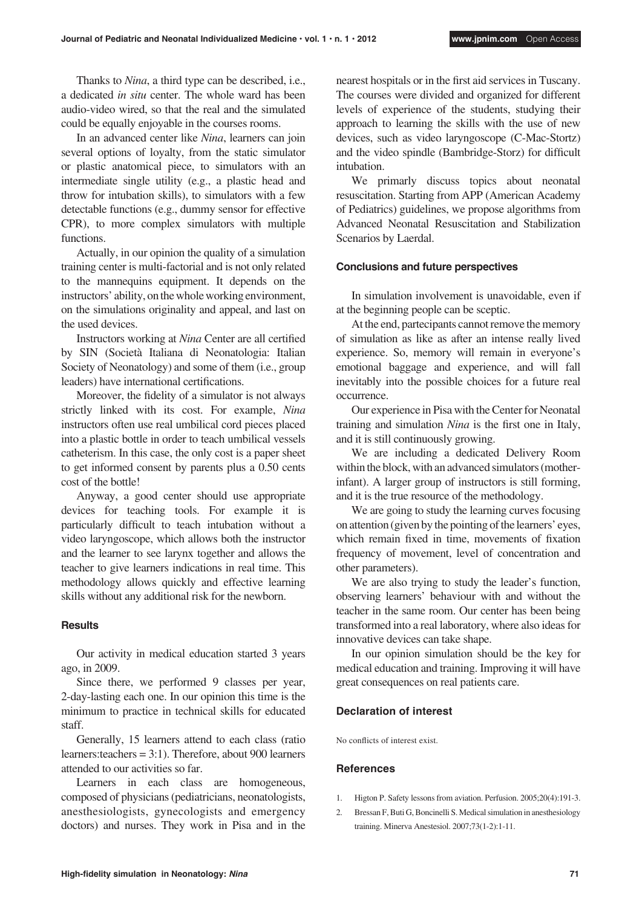Thanks to *Nina*, a third type can be described, i.e., a dedicated *in situ* center. The whole ward has been audio-video wired, so that the real and the simulated could be equally enjoyable in the courses rooms.

In an advanced center like *Nina*, learners can join several options of loyalty, from the static simulator or plastic anatomical piece, to simulators with an intermediate single utility (e.g., a plastic head and throw for intubation skills), to simulators with a few detectable functions (e.g., dummy sensor for effective CPR), to more complex simulators with multiple functions.

Actually, in our opinion the quality of a simulation training center is multi-factorial and is not only related to the mannequins equipment. It depends on the instructors' ability, on the whole working environment, on the simulations originality and appeal, and last on the used devices.

Instructors working at *Nina* Center are all certified by SIN (Società Italiana di Neonatologia: Italian Society of Neonatology) and some of them (i.e., group leaders) have international certifications.

Moreover, the fidelity of a simulator is not always strictly linked with its cost. For example, *Nina* instructors often use real umbilical cord pieces placed into a plastic bottle in order to teach umbilical vessels catheterism. In this case, the only cost is a paper sheet to get informed consent by parents plus a 0.50 cents cost of the bottle!

Anyway, a good center should use appropriate devices for teaching tools. For example it is particularly difficult to teach intubation without a video laryngoscope, which allows both the instructor and the learner to see larynx together and allows the teacher to give learners indications in real time. This methodology allows quickly and effective learning skills without any additional risk for the newborn.

### Results

Our activity in medical education started 3 years ago, in 2009.

Since there, we performed 9 classes per year, 2-day-lasting each one. In our opinion this time is the minimum to practice in technical skills for educated staff.

Generally, 15 learners attend to each class (ratio learners:teachers = 3:1). Therefore, about 900 learners attended to our activities so far.

Learners in each class are homogeneous, composed of physicians (pediatricians, neonatologists, anesthesiologists, gynecologists and emergency doctors) and nurses. They work in Pisa and in the nearest hospitals or in the first aid services in Tuscany. The courses were divided and organized for different levels of experience of the students, studying their approach to learning the skills with the use of new devices, such as video laryngoscope (C-Mac-Stortz) and the video spindle (Bambridge-Storz) for difficult intubation.

We primarly discuss topics about neonatal resuscitation. Starting from APP (American Academy of Pediatrics) guidelines, we propose algorithms from Advanced Neonatal Resuscitation and Stabilization Scenarios by Laerdal.

### Conclusions and future perspectives

In simulation involvement is unavoidable, even if at the beginning people can be sceptic.

At the end, partecipants cannot remove the memory of simulation as like as after an intense really lived experience. So, memory will remain in everyone's emotional baggage and experience, and will fall inevitably into the possible choices for a future real occurrence.

Our experience in Pisa with the Center for Neonatal training and simulation *Nina* is the first one in Italy, and it is still continuously growing.

We are including a dedicated Delivery Room within the block, with an advanced simulators (mother-infant). A larger group of instructors is still forming, and it is the true resource of the methodology.

We are going to study the learning curves focusing on attention (given by the pointing of the learners' eyes, which remain fixed in time, movements of fixation frequency of movement, level of concentration and other parameters).

We are also trying to study the leader's function, observing learners' behaviour with and without the teacher in the same room. Our center has been being transformed into a real laboratory, where also ideas for innovative devices can take shape.

In our opinion simulation should be the key for medical education and training. Improving it will have great consequences on real patients care.

### Declaration of interest

No conflicts of interest exist.

### References

1. Higton P. Safety lessons from aviation. Perfusion. 2005;20(4):191-3.
2. Bressan F, Buti G, Boncinelli S. Medical simulation in anesthesiology training. Minerva Anestesiol. 2007;73(1-2):1-11.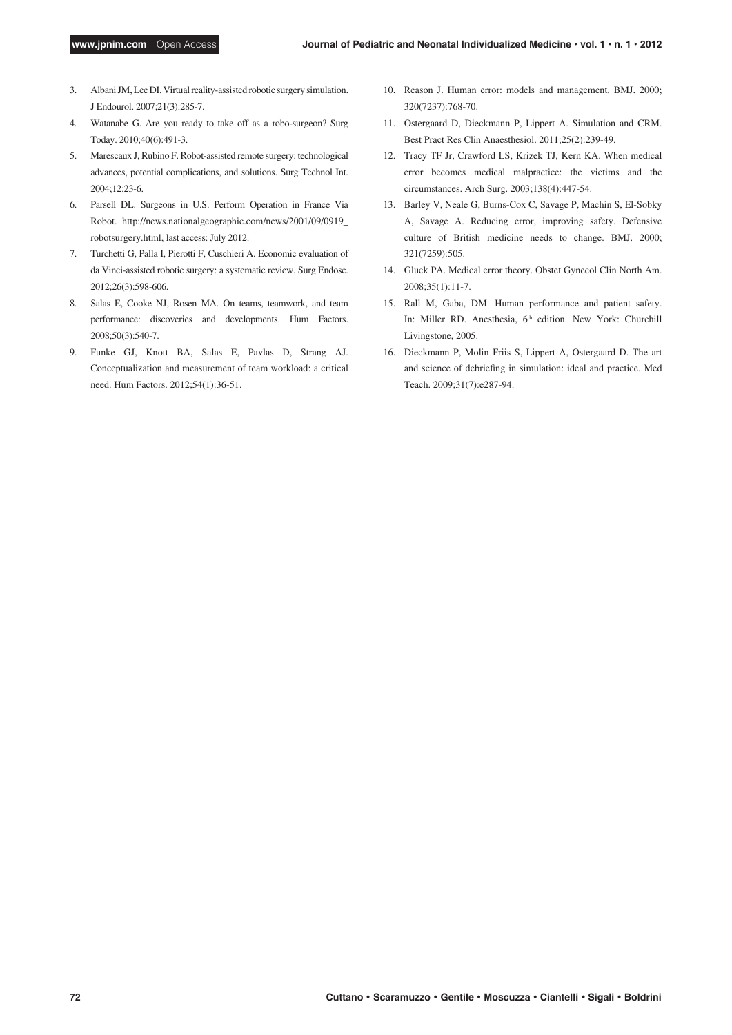3. Albani JM, Lee DI. Virtual reality-assisted robotic surgery simulation. J Endourol. 2007;21(3):285-7.
4. Watanabe G. Are you ready to take off as a robo-surgeon? Surg Today. 2010;40(6):491-3.
5. Marescaux J, Rubino F. Robot-assisted remote surgery: technological advances, potential complications, and solutions. Surg Technol Int. 2004;12:23-6.
6. Parsell DL. Surgeons in U.S. Perform Operation in France Via Robot. http://news.nationalgeographic.com/news/2001/09/0919_robotsurgery.html, last access: July 2012.
7. Turchetti G, Palla I, Pierotti F, Cuschieri A. Economic evaluation of da Vinci-assisted robotic surgery: a systematic review. Surg Endosc. 2012;26(3):598-606.
8. Salas E, Cooke NJ, Rosen MA. On teams, teamwork, and team performance: discoveries and developments. Hum Factors. 2008;50(3):540-7.
9. Funke GJ, Knott BA, Salas E, Pavlas D, Strang AJ. Conceptualization and measurement of team workload: a critical need. Hum Factors. 2012;54(1):36-51.
10. Reason J. Human error: models and management. BMJ. 2000; 320(7237):768-70.
11. Ostergaard D, Dieckmann P, Lippert A. Simulation and CRM. Best Pract Res Clin Anaesthesiol. 2011;25(2):239-49.
12. Tracy TF Jr, Crawford LS, Krizek TJ, Kern KA. When medical error becomes medical malpractice: the victims and the circumstances. Arch Surg. 2003;138(4):447-54.
13. Barley V, Neale G, Burns-Cox C, Savage P, Machin S, El-Sobky A, Savage A. Reducing error, improving safety. Defensive culture of British medicine needs to change. BMJ. 2000; 321(7259):505.
14. Gluck PA. Medical error theory. Obstet Gynecol Clin North Am. 2008;35(1):11-7.
15. Rall M, Gaba, DM. Human performance and patient safety. In: Miller RD. Anesthesia, 6th edition. New York: Churchill Livingstone, 2005.
16. Dieckmann P, Molin Friis S, Lippert A, Ostergaard D. The art and science of debriefing in simulation: ideal and practice. Med Teach. 2009;31(7):e287-94.